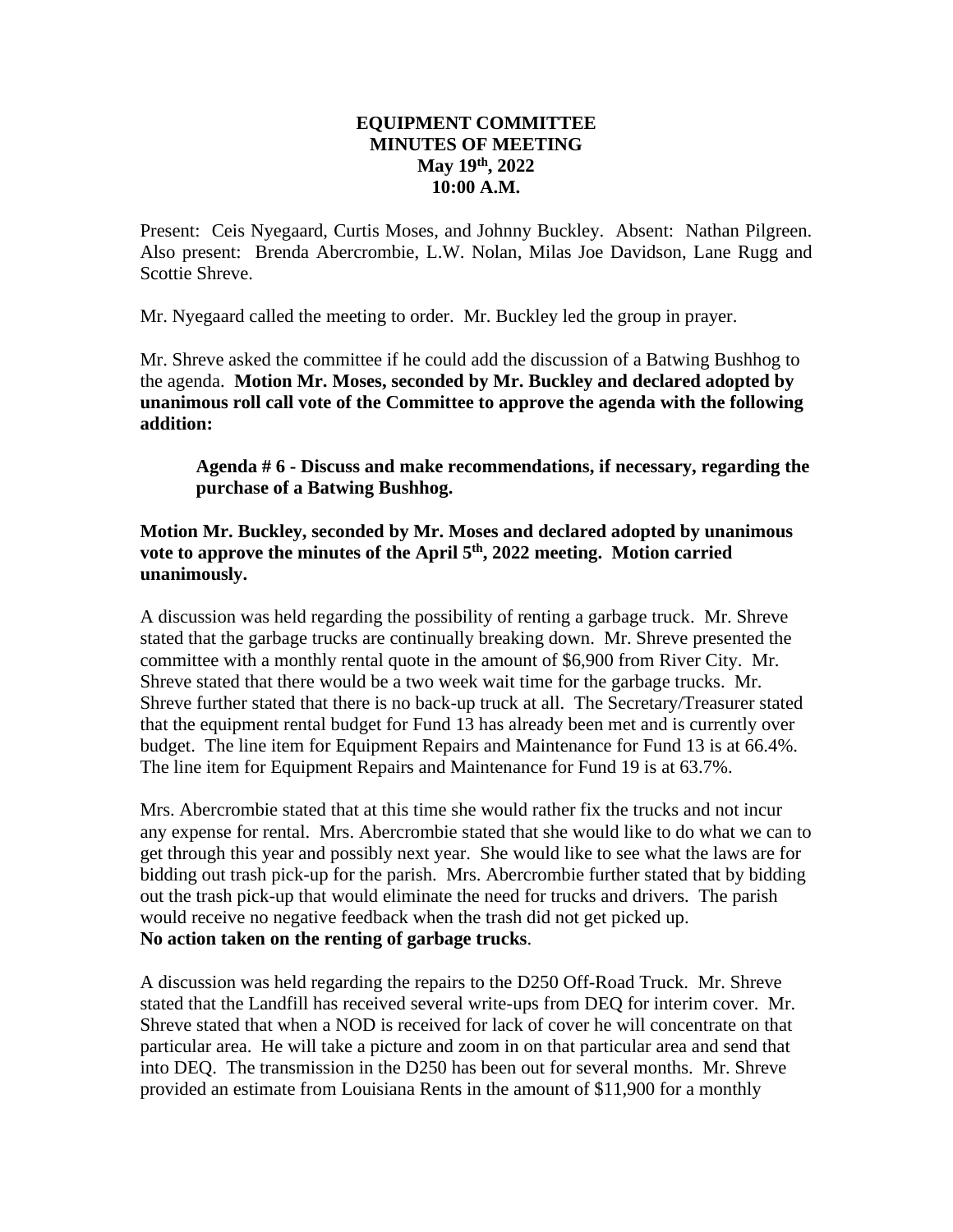**EQUIPMENT COMMITTEE**
**MINUTES OF MEETING**
**May 19th, 2022**
**10:00 A.M.**

Present: Ceis Nyegaard, Curtis Moses, and Johnny Buckley. Absent: Nathan Pilgreen. Also present: Brenda Abercrombie, L.W. Nolan, Milas Joe Davidson, Lane Rugg and Scottie Shreve.

Mr. Nyegaard called the meeting to order. Mr. Buckley led the group in prayer.

Mr. Shreve asked the committee if he could add the discussion of a Batwing Bushhog to the agenda. **Motion Mr. Moses, seconded by Mr. Buckley and declared adopted by unanimous roll call vote of the Committee to approve the agenda with the following addition:**

> **Agenda # 6 - Discuss and make recommendations, if necessary, regarding the purchase of a Batwing Bushhog.**

**Motion Mr. Buckley, seconded by Mr. Moses and declared adopted by unanimous vote to approve the minutes of the April 5th, 2022 meeting. Motion carried unanimously.**

A discussion was held regarding the possibility of renting a garbage truck. Mr. Shreve stated that the garbage trucks are continually breaking down. Mr. Shreve presented the committee with a monthly rental quote in the amount of $6,900 from River City. Mr. Shreve stated that there would be a two week wait time for the garbage trucks. Mr. Shreve further stated that there is no back-up truck at all. The Secretary/Treasurer stated that the equipment rental budget for Fund 13 has already been met and is currently over budget. The line item for Equipment Repairs and Maintenance for Fund 13 is at 66.4%. The line item for Equipment Repairs and Maintenance for Fund 19 is at 63.7%.

Mrs. Abercrombie stated that at this time she would rather fix the trucks and not incur any expense for rental. Mrs. Abercrombie stated that she would like to do what we can to get through this year and possibly next year. She would like to see what the laws are for bidding out trash pick-up for the parish. Mrs. Abercrombie further stated that by bidding out the trash pick-up that would eliminate the need for trucks and drivers. The parish would receive no negative feedback when the trash did not get picked up.
**No action taken on the renting of garbage trucks**.

A discussion was held regarding the repairs to the D250 Off-Road Truck. Mr. Shreve stated that the Landfill has received several write-ups from DEQ for interim cover. Mr. Shreve stated that when a NOD is received for lack of cover he will concentrate on that particular area. He will take a picture and zoom in on that particular area and send that into DEQ. The transmission in the D250 has been out for several months. Mr. Shreve provided an estimate from Louisiana Rents in the amount of $11,900 for a monthly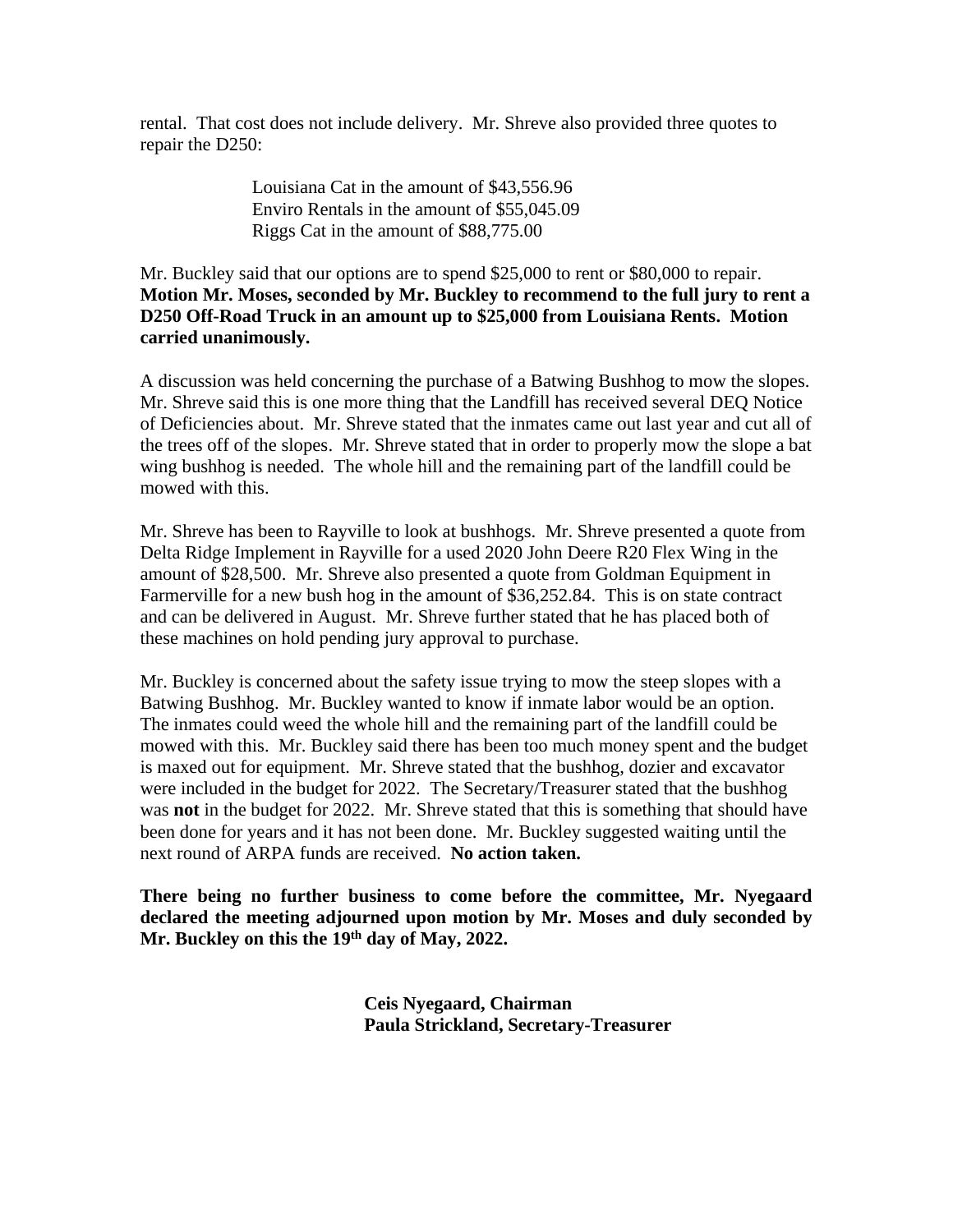rental.  That cost does not include delivery.  Mr. Shreve also provided three quotes to repair the D250:

Louisiana Cat in the amount of $43,556.96
Enviro Rentals in the amount of $55,045.09
Riggs Cat in the amount of $88,775.00

Mr. Buckley said that our options are to spend $25,000 to rent or $80,000 to repair. **Motion Mr. Moses, seconded by Mr. Buckley to recommend to the full jury to rent a D250 Off-Road Truck in an amount up to $25,000 from Louisiana Rents.  Motion carried unanimously.**

A discussion was held concerning the purchase of a Batwing Bushhog to mow the slopes. Mr. Shreve said this is one more thing that the Landfill has received several DEQ Notice of Deficiencies about.  Mr. Shreve stated that the inmates came out last year and cut all of the trees off of the slopes.  Mr. Shreve stated that in order to properly mow the slope a bat wing bushhog is needed.  The whole hill and the remaining part of the landfill could be mowed with this.

Mr. Shreve has been to Rayville to look at bushhogs.  Mr. Shreve presented a quote from Delta Ridge Implement in Rayville for a used 2020 John Deere R20 Flex Wing in the amount of $28,500.  Mr. Shreve also presented a quote from Goldman Equipment in Farmerville for a new bush hog in the amount of $36,252.84.  This is on state contract and can be delivered in August.  Mr. Shreve further stated that he has placed both of these machines on hold pending jury approval to purchase.

Mr. Buckley is concerned about the safety issue trying to mow the steep slopes with a Batwing Bushhog.  Mr. Buckley wanted to know if inmate labor would be an option. The inmates could weed the whole hill and the remaining part of the landfill could be mowed with this.  Mr. Buckley said there has been too much money spent and the budget is maxed out for equipment.  Mr. Shreve stated that the bushhog, dozier and excavator were included in the budget for 2022.  The Secretary/Treasurer stated that the bushhog was **not** in the budget for 2022.  Mr. Shreve stated that this is something that should have been done for years and it has not been done.  Mr. Buckley suggested waiting until the next round of ARPA funds are received.  **No action taken.**

**There being no further business to come before the committee, Mr. Nyegaard declared the meeting adjourned upon motion by Mr. Moses and duly seconded by Mr. Buckley on this the 19th day of May, 2022.**

**Ceis Nyegaard, Chairman**
**Paula Strickland, Secretary-Treasurer**